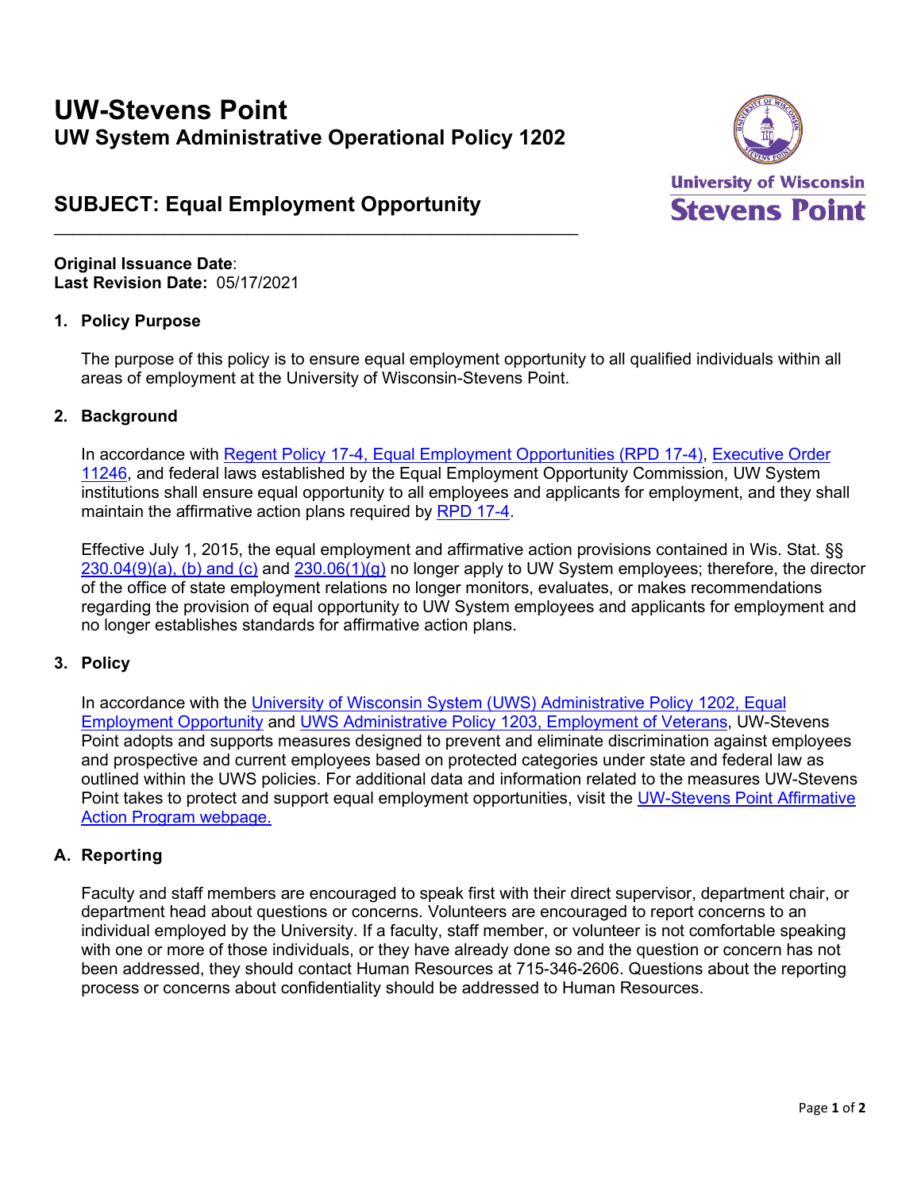# UW-Stevens Point

## UW System Administrative Operational Policy 1202

## SUBJECT: Equal Employment Opportunity

**Original Issuance Date**:
**Last Revision Date:** 05/17/2021

### 1. Policy Purpose

The purpose of this policy is to ensure equal employment opportunity to all qualified individuals within all areas of employment at the University of Wisconsin-Stevens Point.

### 2. Background

In accordance with Regent Policy 17-4, Equal Employment Opportunities (RPD 17-4), Executive Order 11246, and federal laws established by the Equal Employment Opportunity Commission, UW System institutions shall ensure equal opportunity to all employees and applicants for employment, and they shall maintain the affirmative action plans required by RPD 17-4.

Effective July 1, 2015, the equal employment and affirmative action provisions contained in Wis. Stat. §§ 230.04(9)(a), (b) and (c) and 230.06(1)(g) no longer apply to UW System employees; therefore, the director of the office of state employment relations no longer monitors, evaluates, or makes recommendations regarding the provision of equal opportunity to UW System employees and applicants for employment and no longer establishes standards for affirmative action plans.

### 3. Policy

In accordance with the University of Wisconsin System (UWS) Administrative Policy 1202, Equal Employment Opportunity and UWS Administrative Policy 1203, Employment of Veterans, UW-Stevens Point adopts and supports measures designed to prevent and eliminate discrimination against employees and prospective and current employees based on protected categories under state and federal law as outlined within the UWS policies. For additional data and information related to the measures UW-Stevens Point takes to protect and support equal employment opportunities, visit the UW-Stevens Point Affirmative Action Program webpage.

### A. Reporting

Faculty and staff members are encouraged to speak first with their direct supervisor, department chair, or department head about questions or concerns. Volunteers are encouraged to report concerns to an individual employed by the University. If a faculty, staff member, or volunteer is not comfortable speaking with one or more of those individuals, or they have already done so and the question or concern has not been addressed, they should contact Human Resources at 715-346-2606. Questions about the reporting process or concerns about confidentiality should be addressed to Human Resources.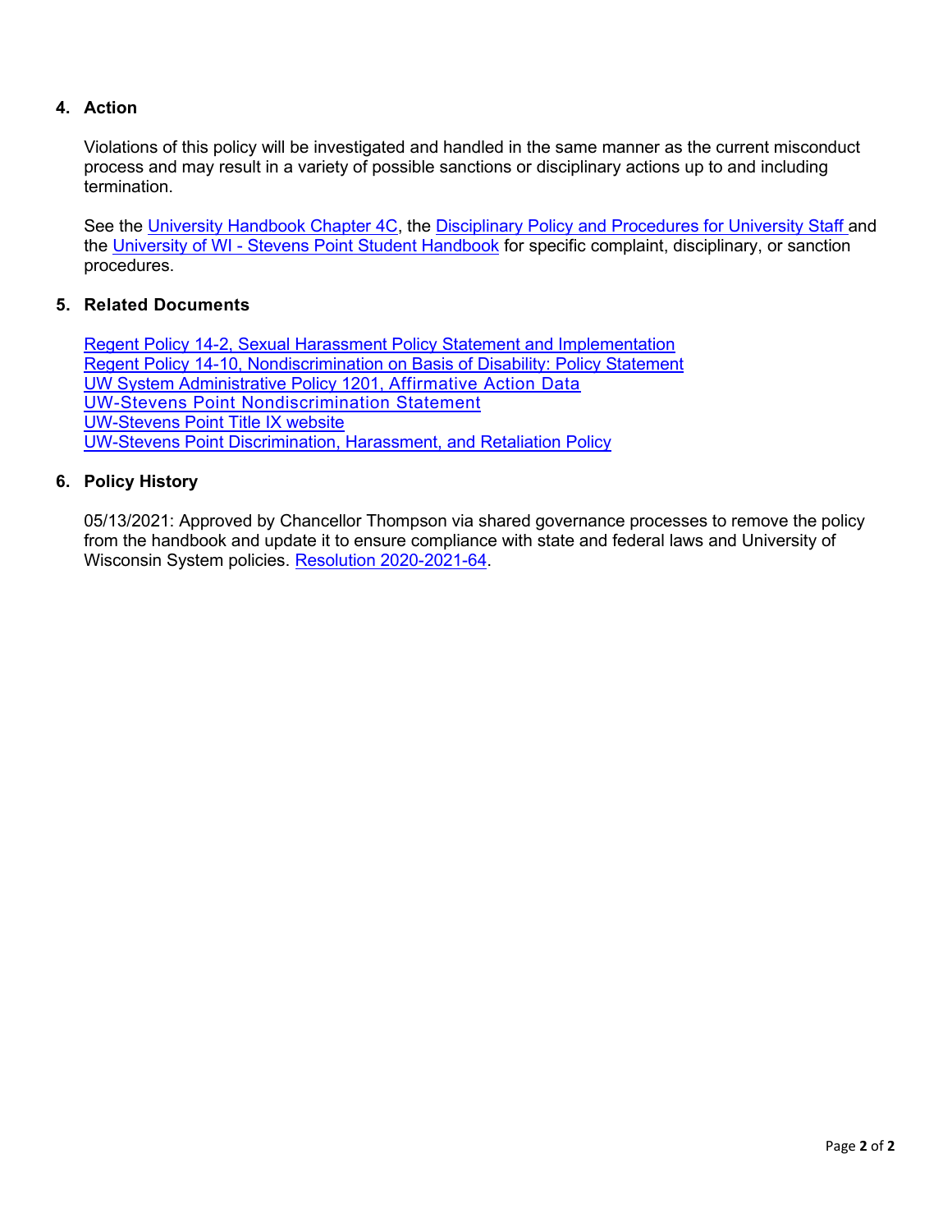## 4. Action

Violations of this policy will be investigated and handled in the same manner as the current misconduct process and may result in a variety of possible sanctions or disciplinary actions up to and including termination.

See the University Handbook Chapter 4C, the Disciplinary Policy and Procedures for University Staff and the University of WI - Stevens Point Student Handbook for specific complaint, disciplinary, or sanction procedures.

## 5. Related Documents

Regent Policy 14-2, Sexual Harassment Policy Statement and Implementation
Regent Policy 14-10, Nondiscrimination on Basis of Disability: Policy Statement
UW System Administrative Policy 1201, Affirmative Action Data
UW-Stevens Point Nondiscrimination Statement
UW-Stevens Point Title IX website
UW-Stevens Point Discrimination, Harassment, and Retaliation Policy

## 6. Policy History

05/13/2021: Approved by Chancellor Thompson via shared governance processes to remove the policy from the handbook and update it to ensure compliance with state and federal laws and University of Wisconsin System policies. Resolution 2020-2021-64.